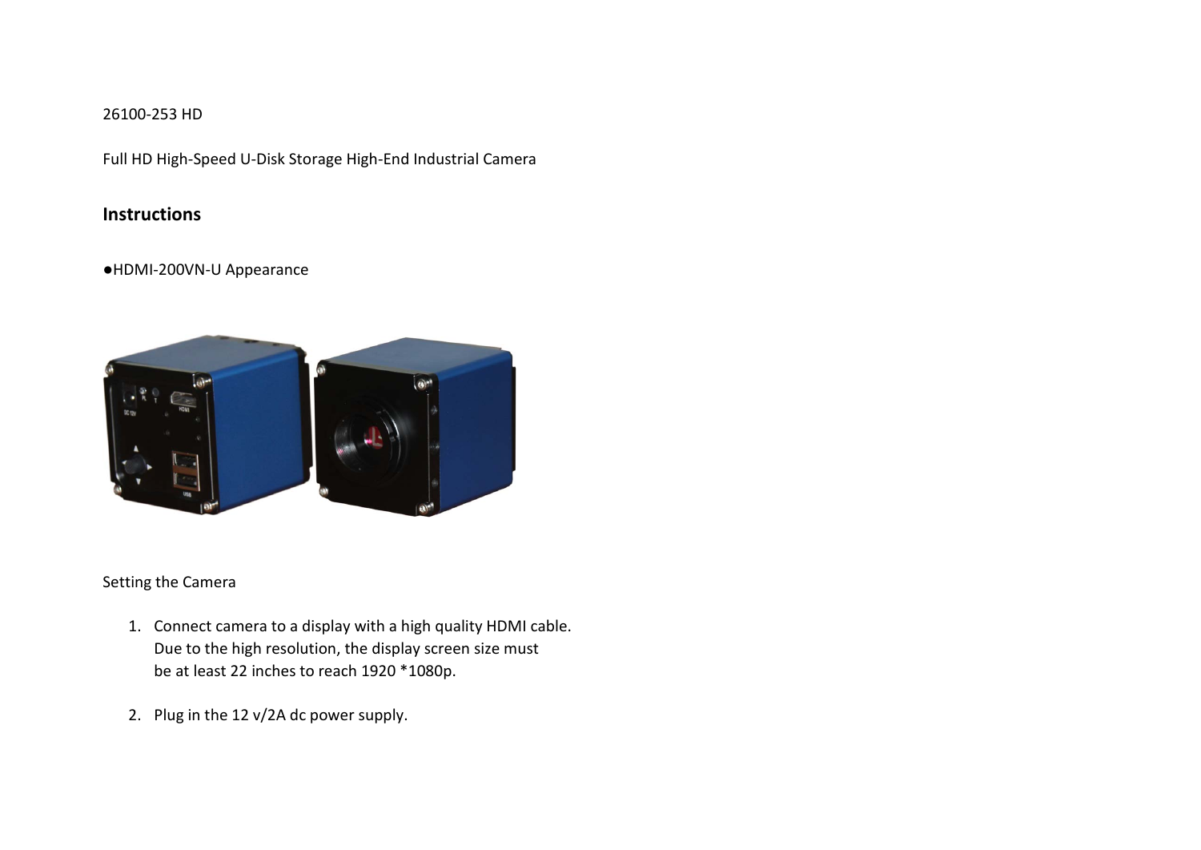26100-253 HD

Full HD High-Speed U-Disk Storage High-End Industrial Camera

## Instructions

●HDMI-200VN-U Appearance

Setting the Camera

1. Connect camera to a display with a high quality HDMI cable. Due to the high resolution, the display screen size must be at least 22 inches to reach 1920 *1080p.

2. Plug in the 12 v/2A dc power supply.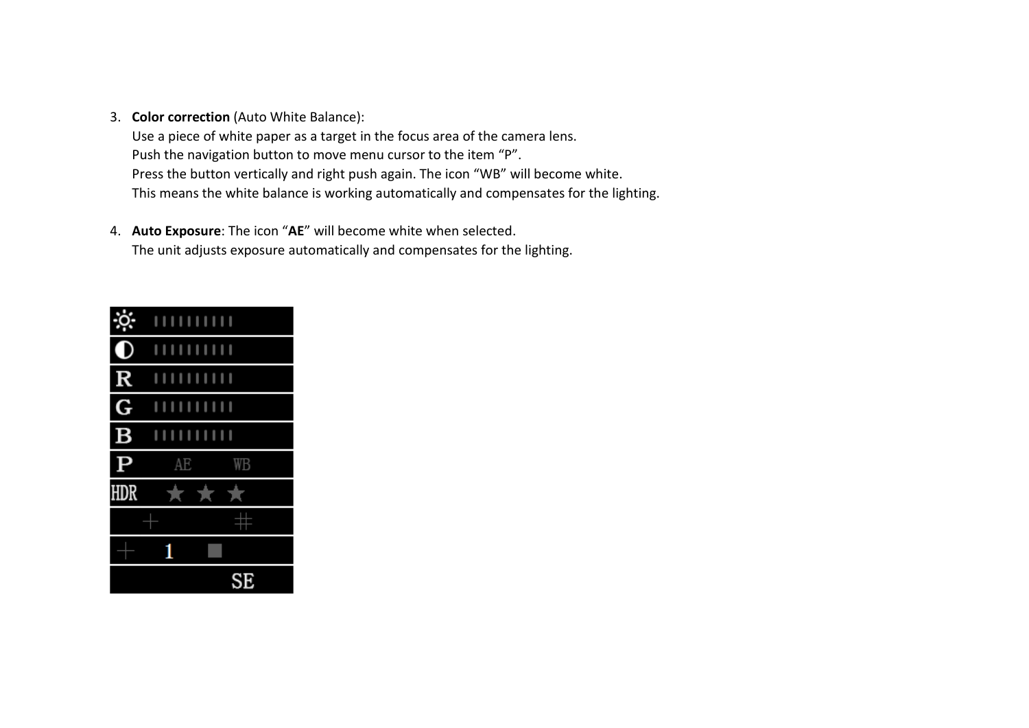3. **Color correction** (Auto White Balance):
   Use a piece of white paper as a target in the focus area of the camera lens.
   Push the navigation button to move menu cursor to the item “P”.
   Press the button vertically and right push again. The icon “WB” will become white.
   This means the white balance is working automatically and compensates for the lighting.

4. **Auto Exposure**: The icon “**AE**” will become white when selected.
   The unit adjusts exposure automatically and compensates for the lighting.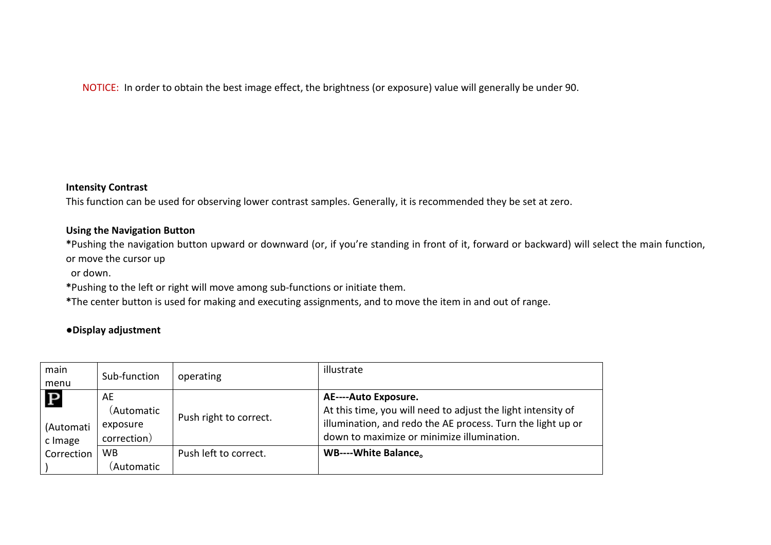NOTICE: In order to obtain the best image effect, the brightness (or exposure) value will generally be under 90.

**Intensity Contrast**

This function can be used for observing lower contrast samples. Generally, it is recommended they be set at zero.

**Using the Navigation Button**

**\***Pushing the navigation button upward or downward (or, if you're standing in front of it, forward or backward) will select the main function, or move the cursor up or down.

**\***Pushing to the left or right will move among sub-functions or initiate them.

**\***The center button is used for making and executing assignments, and to move the item in and out of range.

**●Display adjustment**

| main menu | Sub-function | operating | illustrate |
|---|---|---|---|
| P (Automatic Image Correction) | AE（Automatic exposure correction） | Push right to correct. | **AE----Auto Exposure.** At this time, you will need to adjust the light intensity of illumination, and redo the AE process. Turn the light up or down to maximize or minimize illumination. |
| | WB（Automatic | Push left to correct. | **WB----White Balance。** |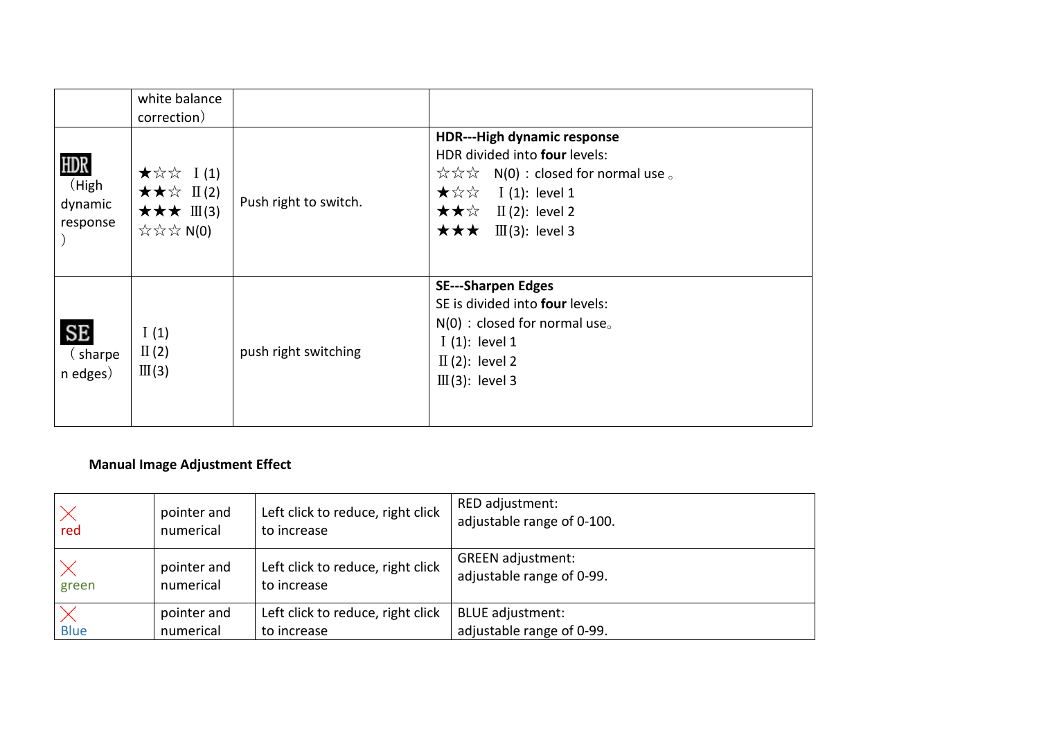| | white balance correction） | | |
|---|---|---|---|
| HDR （High dynamic response ） | ★☆☆ Ⅰ(1)<br>★★☆ Ⅱ(2)<br>★★★ Ⅲ(3)<br>☆☆☆ N(0) | Push right to switch. | **HDR---High dynamic response**<br>HDR divided into **four** levels:<br>☆☆☆ N(0)：closed for normal use。<br>★☆☆ Ⅰ(1): level 1<br>★★☆ Ⅱ(2): level 2<br>★★★ Ⅲ(3): level 3 |
| SE （sharpen edges） | Ⅰ(1)<br>Ⅱ(2)<br>Ⅲ(3) | push right switching | **SE---Sharpen Edges**<br>SE is divided into **four** levels:<br>N(0)：closed for normal use。<br>Ⅰ(1): level 1<br>Ⅱ(2): level 2<br>Ⅲ(3): level 3 |

**Manual Image Adjustment Effect**

| | | | |
|---|---|---|---|
| red | pointer and numerical | Left click to reduce, right click to increase | RED adjustment:<br>adjustable range of 0-100. |
| green | pointer and numerical | Left click to reduce, right click to increase | GREEN adjustment:<br>adjustable range of 0-99. |
| Blue | pointer and numerical | Left click to reduce, right click to increase | BLUE adjustment:<br>adjustable range of 0-99. |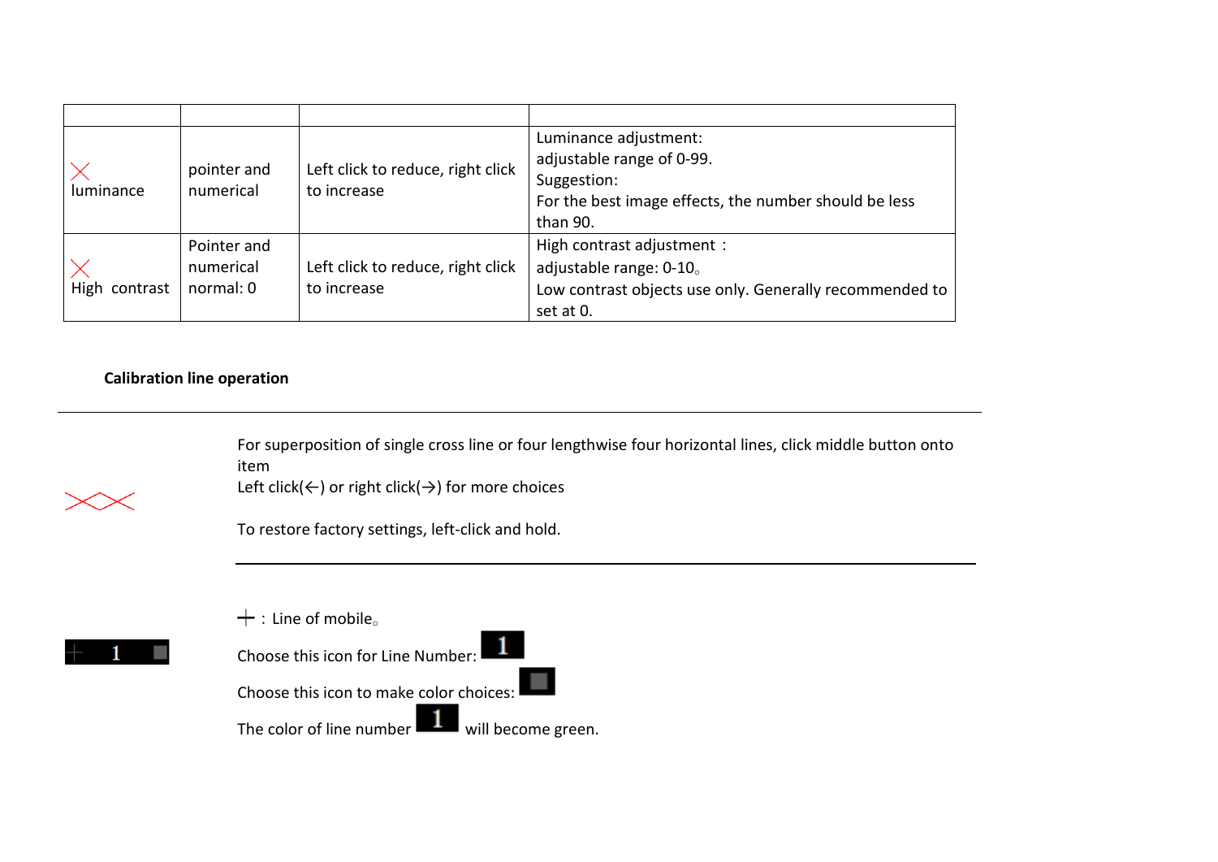| | | | |
|---|---|---|---|
| luminance | pointer and numerical | Left click to reduce, right click to increase | Luminance adjustment:<br>adjustable range of 0-99.<br>Suggestion:<br>For the best image effects, the number should be less than 90. |
| High contrast | Pointer and numerical normal: 0 | Left click to reduce, right click to increase | High contrast adjustment ：<br>adjustable range: 0-10。<br>Low contrast objects use only. Generally recommended to set at 0. |

**Calibration line operation**

For superposition of single cross line or four lengthwise four horizontal lines, click middle button onto item

Left click(←) or right click(→) for more choices

To restore factory settings, left-click and hold.

＋：Line of mobile。

Choose this icon for Line Number: 1

Choose this icon to make color choices:

The color of line number 1 will become green.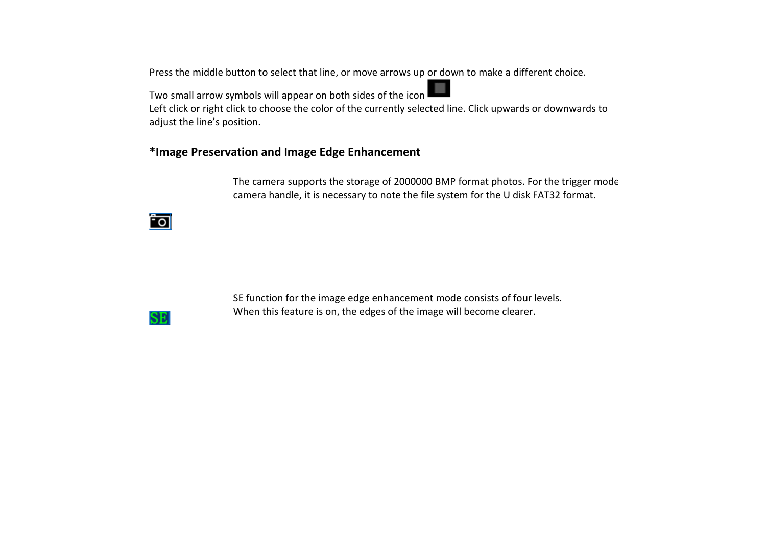Press the middle button to select that line, or move arrows up or down to make a different choice.

Two small arrow symbols will appear on both sides of the icon

Left click or right click to choose the color of the currently selected line. Click upwards or downwards to adjust the line's position.

## *Image Preservation and Image Edge Enhancement

The camera supports the storage of 2000000 BMP format photos. For the trigger mode camera handle, it is necessary to note the file system for the U disk FAT32 format.

SE

SE function for the image edge enhancement mode consists of four levels. When this feature is on, the edges of the image will become clearer.